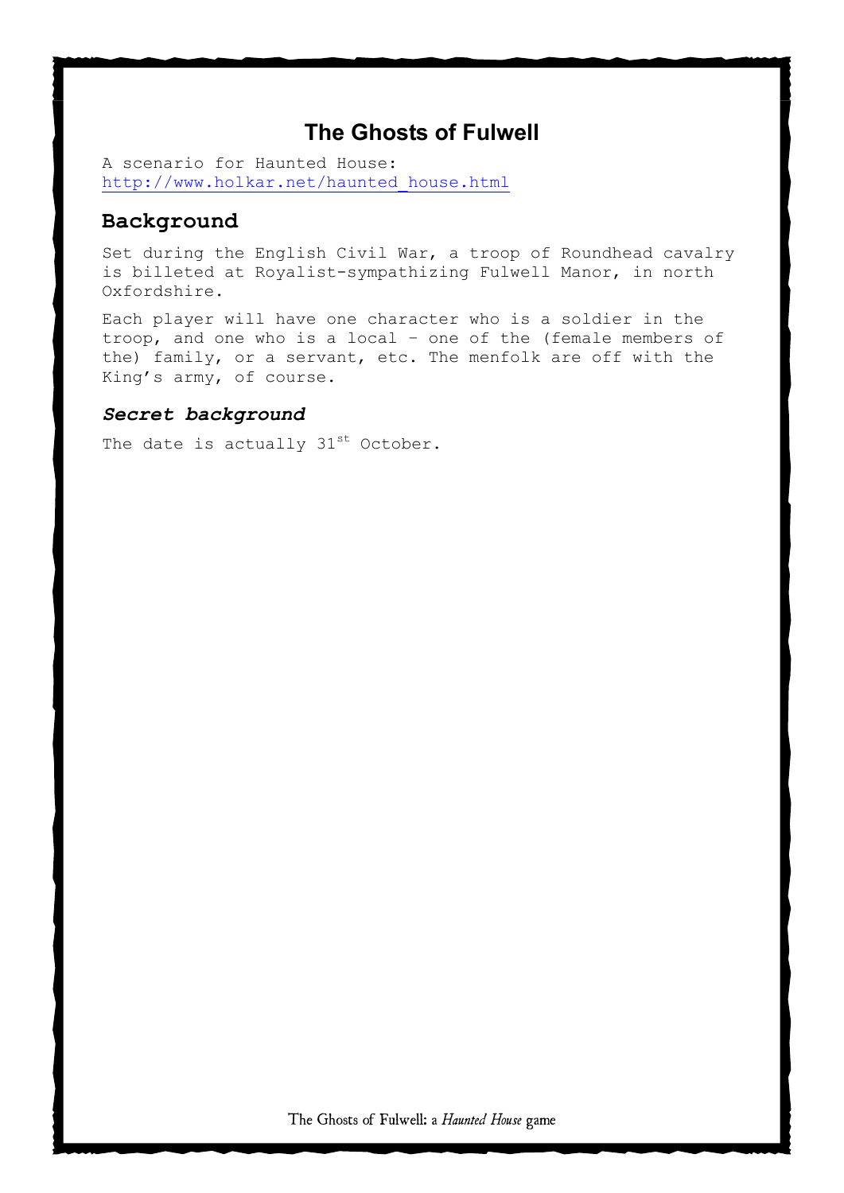# The Ghosts of Fulwell

A scenario for Haunted House:
http://www.holkar.net/haunted_house.html

## Background

Set during the English Civil War, a troop of Roundhead cavalry is billeted at Royalist-sympathizing Fulwell Manor, in north Oxfordshire.

Each player will have one character who is a soldier in the troop, and one who is a local – one of the (female members of the) family, or a servant, etc. The menfolk are off with the King's army, of course.

### *Secret background*

The date is actually 31st October.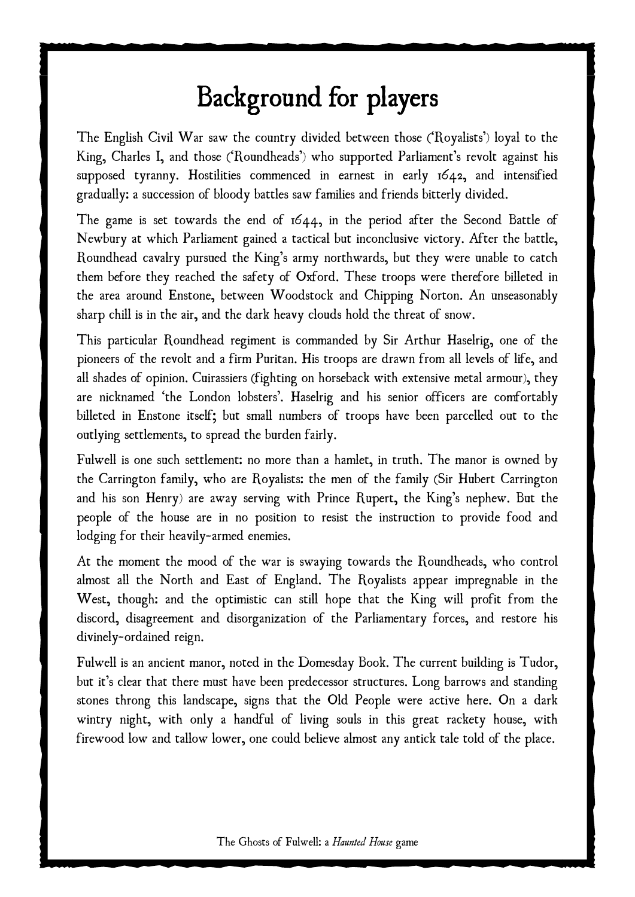# Background for players

The English Civil War saw the country divided between those ('Royalists') loyal to the King, Charles I, and those ('Roundheads') who supported Parliament's revolt against his supposed tyranny. Hostilities commenced in earnest in early 1642, and intensified gradually: a succession of bloody battles saw families and friends bitterly divided.

The game is set towards the end of 1644, in the period after the Second Battle of Newbury at which Parliament gained a tactical but inconclusive victory. After the battle, Roundhead cavalry pursued the King's army northwards, but they were unable to catch them before they reached the safety of Oxford. These troops were therefore billeted in the area around Enstone, between Woodstock and Chipping Norton. An unseasonably sharp chill is in the air, and the dark heavy clouds hold the threat of snow.

This particular Roundhead regiment is commanded by Sir Arthur Haselrig, one of the pioneers of the revolt and a firm Puritan. His troops are drawn from all levels of life, and all shades of opinion. Cuirassiers (fighting on horseback with extensive metal armour), they are nicknamed 'the London lobsters'. Haselrig and his senior officers are comfortably billeted in Enstone itself; but small numbers of troops have been parcelled out to the outlying settlements, to spread the burden fairly.

Fulwell is one such settlement: no more than a hamlet, in truth. The manor is owned by the Carrington family, who are Royalists: the men of the family (Sir Hubert Carrington and his son Henry) are away serving with Prince Rupert, the King's nephew. But the people of the house are in no position to resist the instruction to provide food and lodging for their heavily-armed enemies.

At the moment the mood of the war is swaying towards the Roundheads, who control almost all the North and East of England. The Royalists appear impregnable in the West, though: and the optimistic can still hope that the King will profit from the discord, disagreement and disorganization of the Parliamentary forces, and restore his divinely-ordained reign.

Fulwell is an ancient manor, noted in the Domesday Book. The current building is Tudor, but it's clear that there must have been predecessor structures. Long barrows and standing stones throng this landscape, signs that the Old People were active here. On a dark wintry night, with only a handful of living souls in this great rackety house, with firewood low and tallow lower, one could believe almost any antick tale told of the place.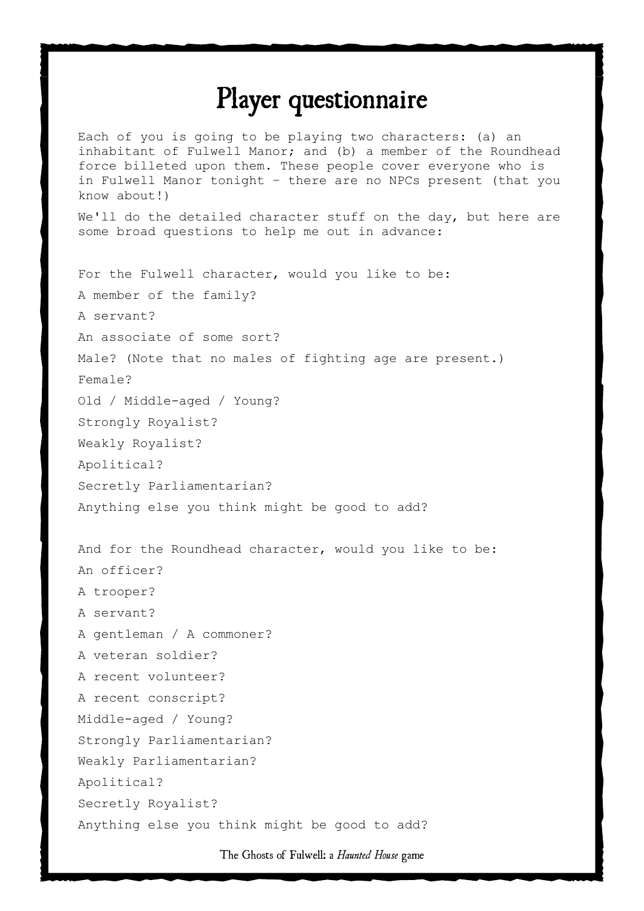# Player questionnaire

Each of you is going to be playing two characters: (a) an inhabitant of Fulwell Manor; and (b) a member of the Roundhead force billeted upon them. These people cover everyone who is in Fulwell Manor tonight – there are no NPCs present (that you know about!)

We'll do the detailed character stuff on the day, but here are some broad questions to help me out in advance:

For the Fulwell character, would you like to be:

A member of the family?

A servant?

An associate of some sort?

Male? (Note that no males of fighting age are present.)

Female?

Old / Middle-aged / Young?

Strongly Royalist?

Weakly Royalist?

Apolitical?

Secretly Parliamentarian?

Anything else you think might be good to add?

And for the Roundhead character, would you like to be:

An officer?

A trooper?

A servant?

A gentleman / A commoner?

A veteran soldier?

A recent volunteer?

A recent conscript?

Middle-aged / Young?

Strongly Parliamentarian?

Weakly Parliamentarian?

Apolitical?

Secretly Royalist?

Anything else you think might be good to add?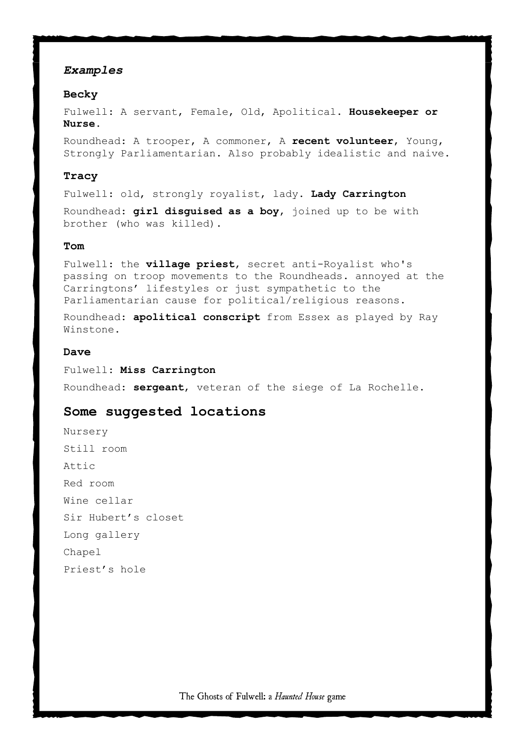### *Examples*

#### Becky

Fulwell: A servant, Female, Old, Apolitical. **Housekeeper or Nurse**.

Roundhead: A trooper, A commoner, A **recent volunteer**, Young, Strongly Parliamentarian. Also probably idealistic and naive.

#### Tracy

Fulwell: old, strongly royalist, lady. **Lady Carrington**

Roundhead: **girl disguised as a boy**, joined up to be with brother (who was killed).

#### Tom

Fulwell: the **village priest**, secret anti-Royalist who's passing on troop movements to the Roundheads. annoyed at the Carringtons' lifestyles or just sympathetic to the Parliamentarian cause for political/religious reasons.

Roundhead: **apolitical conscript** from Essex as played by Ray Winstone.

#### Dave

Fulwell: **Miss Carrington**

Roundhead: **sergeant**, veteran of the siege of La Rochelle.

## Some suggested locations

Nursery

Still room

Attic

Red room

Wine cellar

Sir Hubert's closet

Long gallery

Chapel

Priest's hole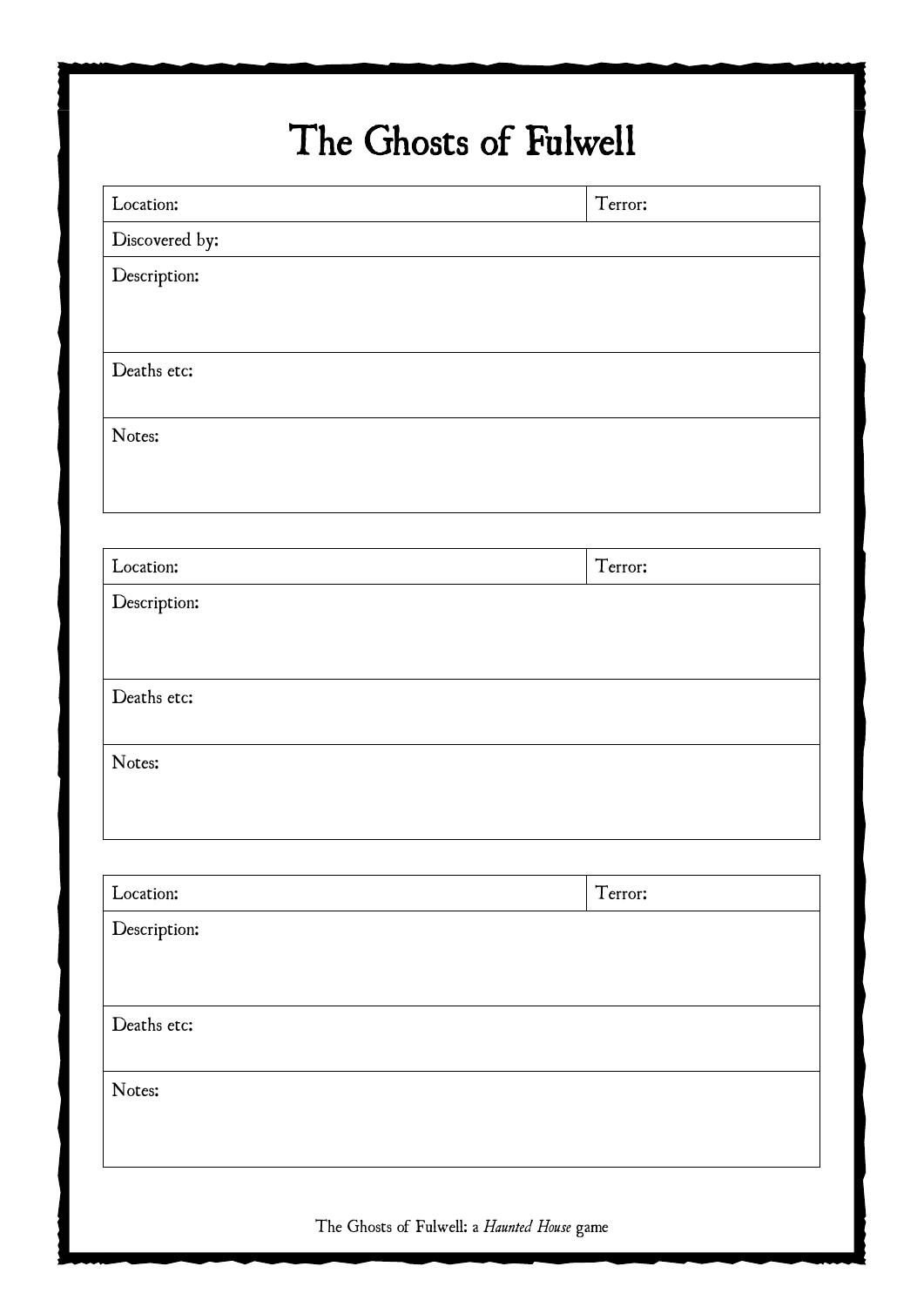# The Ghosts of Fulwell

| Location: | Terror: |
| --- | --- |
| Discovered by: | |
| Description: | |
| Deaths etc: | |
| Notes: | |

| Location: | Terror: |
| --- | --- |
| Description: | |
| Deaths etc: | |
| Notes: | |

| Location: | Terror: |
| --- | --- |
| Description: | |
| Deaths etc: | |
| Notes: | |

The Ghosts of Fulwell: a *Haunted House* game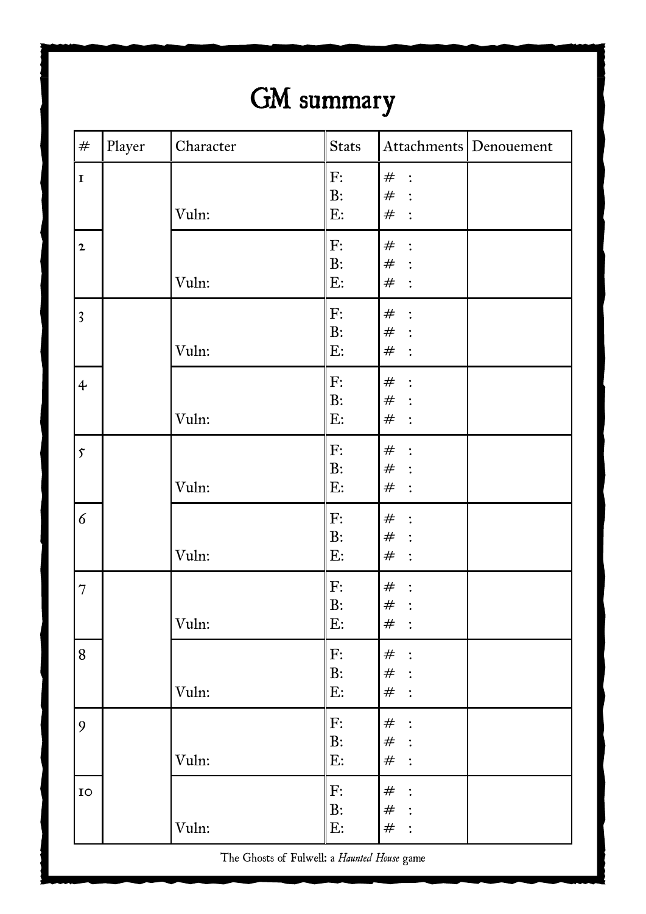# GM summary

| # | Player | Character | Stats | Attachments | Denouement |
|---|---|---|---|---|---|
| 1 | | Vuln: | F:<br>B:<br>E: | # :<br># :<br># : | |
| 2 | | Vuln: | F:<br>B:<br>E: | # :<br># :<br># : | |
| 3 | | Vuln: | F:<br>B:<br>E: | # :<br># :<br># : | |
| 4 | | Vuln: | F:<br>B:<br>E: | # :<br># :<br># : | |
| 5 | | Vuln: | F:<br>B:<br>E: | # :<br># :<br># : | |
| 6 | | Vuln: | F:<br>B:<br>E: | # :<br># :<br># : | |
| 7 | | Vuln: | F:<br>B:<br>E: | # :<br># :<br># : | |
| 8 | | Vuln: | F:<br>B:<br>E: | # :<br># :<br># : | |
| 9 | | Vuln: | F:<br>B:<br>E: | # :<br># :<br># : | |
| 10 | | Vuln: | F:<br>B:<br>E: | # :<br># :<br># : | |

The Ghosts of Fulwell: a *Haunted House* game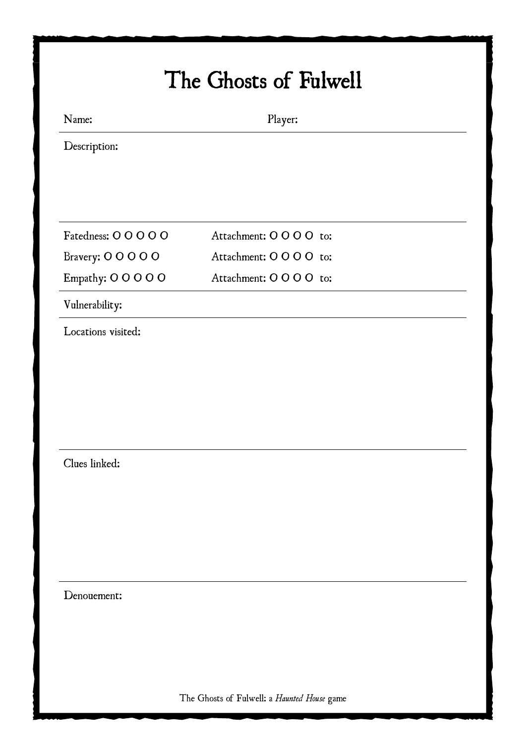# The Ghosts of Fulwell

Name: Player:

Description:

Fatedness: O O O O O

Bravery: O O O O O

Empathy: O O O O O

Attachment: O O O O to:

Attachment: O O O O to:

Attachment: O O O O to:

Vulnerability:

Locations visited:

Clues linked:

Denouement:

The Ghosts of Fulwell: a *Haunted House* game